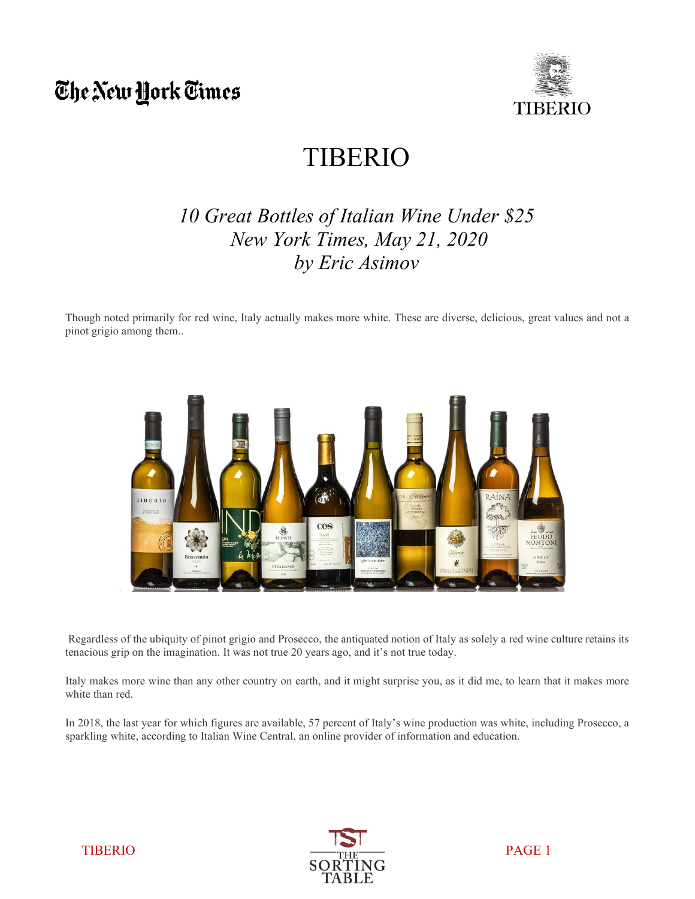The New York Times

# TIBERIO

## *10 Great Bottles of Italian Wine Under $25*
## *New York Times, May 21, 2020*
## *by Eric Asimov*

Though noted primarily for red wine, Italy actually makes more white. These are diverse, delicious, great values and not a pinot grigio among them..

Regardless of the ubiquity of pinot grigio and Prosecco, the antiquated notion of Italy as solely a red wine culture retains its tenacious grip on the imagination. It was not true 20 years ago, and it's not true today.

Italy makes more wine than any other country on earth, and it might surprise you, as it did me, to learn that it makes more white than red.

In 2018, the last year for which figures are available, 57 percent of Italy's wine production was white, including Prosecco, a sparkling white, according to Italian Wine Central, an online provider of information and education.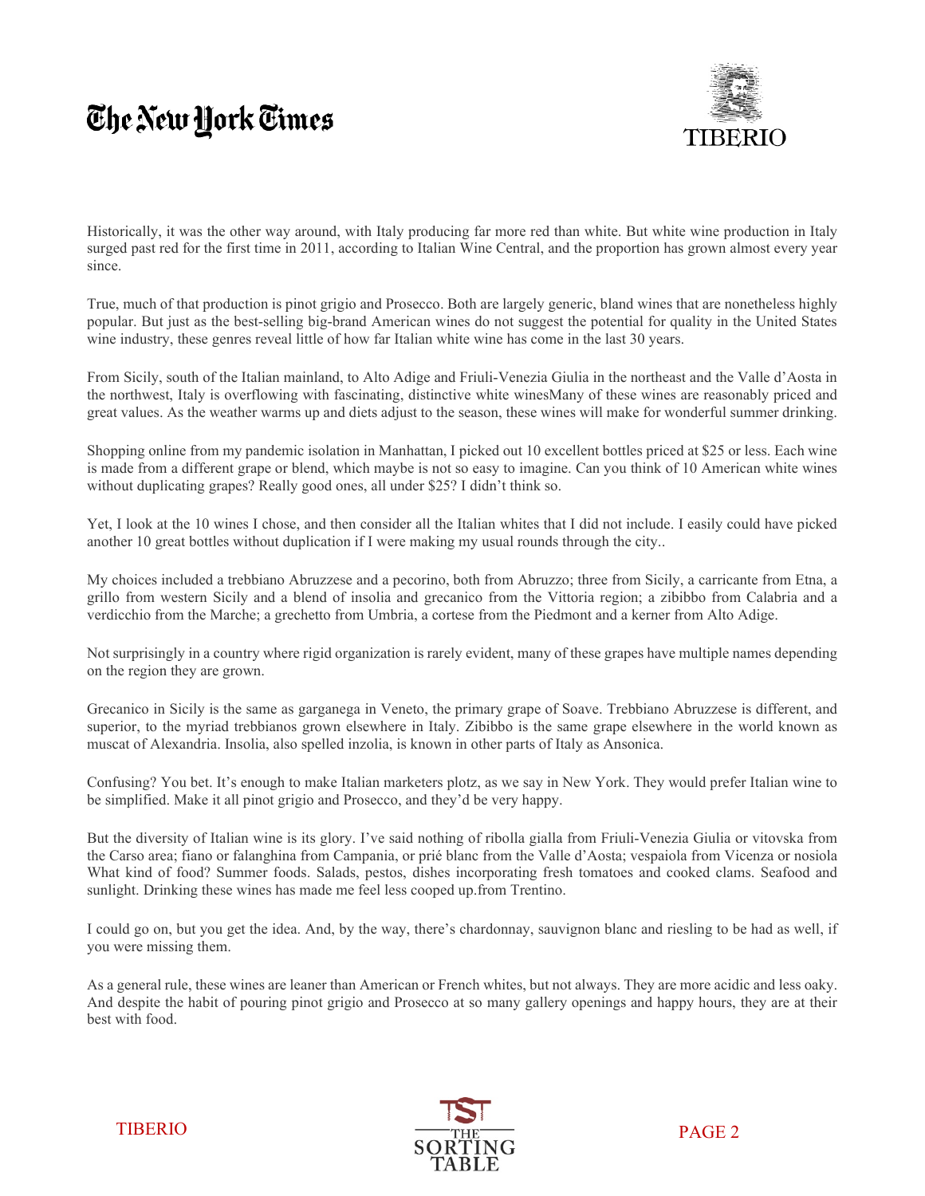Historically, it was the other way around, with Italy producing far more red than white. But white wine production in Italy surged past red for the first time in 2011, according to Italian Wine Central, and the proportion has grown almost every year since.

True, much of that production is pinot grigio and Prosecco. Both are largely generic, bland wines that are nonetheless highly popular. But just as the best-selling big-brand American wines do not suggest the potential for quality in the United States wine industry, these genres reveal little of how far Italian white wine has come in the last 30 years.

From Sicily, south of the Italian mainland, to Alto Adige and Friuli-Venezia Giulia in the northeast and the Valle d'Aosta in the northwest, Italy is overflowing with fascinating, distinctive white winesMany of these wines are reasonably priced and great values. As the weather warms up and diets adjust to the season, these wines will make for wonderful summer drinking.

Shopping online from my pandemic isolation in Manhattan, I picked out 10 excellent bottles priced at $25 or less. Each wine is made from a different grape or blend, which maybe is not so easy to imagine. Can you think of 10 American white wines without duplicating grapes? Really good ones, all under $25? I didn't think so.

Yet, I look at the 10 wines I chose, and then consider all the Italian whites that I did not include. I easily could have picked another 10 great bottles without duplication if I were making my usual rounds through the city..

My choices included a trebbiano Abruzzese and a pecorino, both from Abruzzo; three from Sicily, a carricante from Etna, a grillo from western Sicily and a blend of insolia and grecanico from the Vittoria region; a zibibbo from Calabria and a verdicchio from the Marche; a grechetto from Umbria, a cortese from the Piedmont and a kerner from Alto Adige.

Not surprisingly in a country where rigid organization is rarely evident, many of these grapes have multiple names depending on the region they are grown.

Grecanico in Sicily is the same as garganega in Veneto, the primary grape of Soave. Trebbiano Abruzzese is different, and superior, to the myriad trebbianos grown elsewhere in Italy. Zibibbo is the same grape elsewhere in the world known as muscat of Alexandria. Insolia, also spelled inzolia, is known in other parts of Italy as Ansonica.

Confusing? You bet. It's enough to make Italian marketers plotz, as we say in New York. They would prefer Italian wine to be simplified. Make it all pinot grigio and Prosecco, and they'd be very happy.

But the diversity of Italian wine is its glory. I've said nothing of ribolla gialla from Friuli-Venezia Giulia or vitovska from the Carso area; fiano or falanghina from Campania, or prié blanc from the Valle d'Aosta; vespaiola from Vicenza or nosiola What kind of food? Summer foods. Salads, pestos, dishes incorporating fresh tomatoes and cooked clams. Seafood and sunlight. Drinking these wines has made me feel less cooped up.from Trentino.

I could go on, but you get the idea. And, by the way, there's chardonnay, sauvignon blanc and riesling to be had as well, if you were missing them.

As a general rule, these wines are leaner than American or French whites, but not always. They are more acidic and less oaky. And despite the habit of pouring pinot grigio and Prosecco at so many gallery openings and happy hours, they are at their best with food.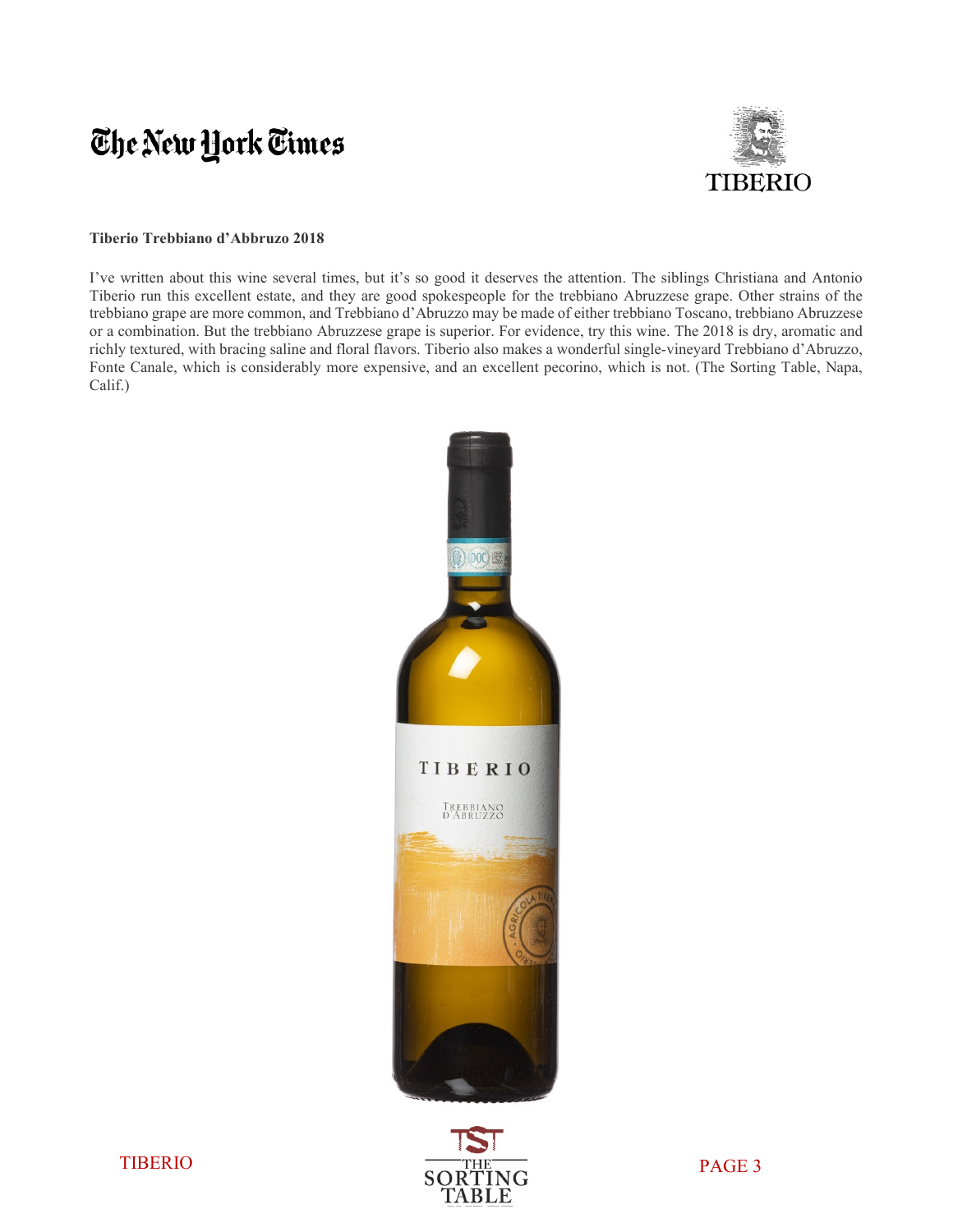The New York Times

TIBERIO

**Tiberio Trebbiano d'Abbruzo 2018**

I've written about this wine several times, but it's so good it deserves the attention. The siblings Christiana and Antonio Tiberio run this excellent estate, and they are good spokespeople for the trebbiano Abruzzese grape. Other strains of the trebbiano grape are more common, and Trebbiano d'Abruzzo may be made of either trebbiano Toscano, trebbiano Abruzzese or a combination. But the trebbiano Abruzzese grape is superior. For evidence, try this wine. The 2018 is dry, aromatic and richly textured, with bracing saline and floral flavors. Tiberio also makes a wonderful single-vineyard Trebbiano d'Abruzzo, Fonte Canale, which is considerably more expensive, and an excellent pecorino, which is not. (The Sorting Table, Napa, Calif.)